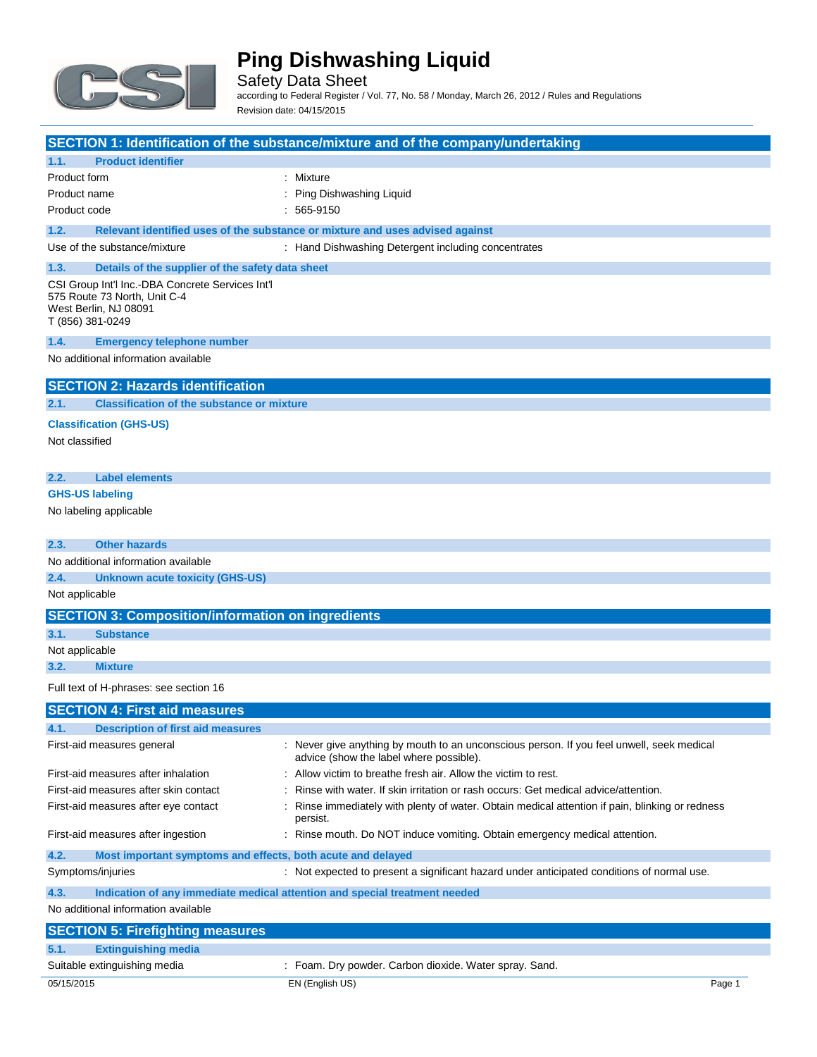# Ping Dishwashing Liquid

Safety Data Sheet

according to Federal Register / Vol. 77, No. 58 / Monday, March 26, 2012 / Rules and Regulations

Revision date: 04/15/2015

## SECTION 1: Identification of the substance/mixture and of the company/undertaking

### 1.1. Product identifier

| | |
|---|---|
| Product form | : Mixture |
| Product name | : Ping Dishwashing Liquid |
| Product code | : 565-9150 |

### 1.2. Relevant identified uses of the substance or mixture and uses advised against

| | |
|---|---|
| Use of the substance/mixture | : Hand Dishwashing Detergent including concentrates |

### 1.3. Details of the supplier of the safety data sheet

CSI Group Int'l Inc.-DBA Concrete Services Int'l
575 Route 73 North, Unit C-4
West Berlin, NJ 08091
T (856) 381-0249

### 1.4. Emergency telephone number

No additional information available

## SECTION 2: Hazards identification

### 2.1. Classification of the substance or mixture

**Classification (GHS-US)**

Not classified

### 2.2. Label elements

**GHS-US labeling**

No labeling applicable

### 2.3. Other hazards

No additional information available

### 2.4. Unknown acute toxicity (GHS-US)

Not applicable

## SECTION 3: Composition/information on ingredients

### 3.1. Substance

Not applicable

### 3.2. Mixture

Full text of H-phrases: see section 16

## SECTION 4: First aid measures

### 4.1. Description of first aid measures

| | |
|---|---|
| First-aid measures general | : Never give anything by mouth to an unconscious person. If you feel unwell, seek medical advice (show the label where possible). |
| First-aid measures after inhalation | : Allow victim to breathe fresh air. Allow the victim to rest. |
| First-aid measures after skin contact | : Rinse with water. If skin irritation or rash occurs: Get medical advice/attention. |
| First-aid measures after eye contact | : Rinse immediately with plenty of water. Obtain medical attention if pain, blinking or redness persist. |
| First-aid measures after ingestion | : Rinse mouth. Do NOT induce vomiting. Obtain emergency medical attention. |

### 4.2. Most important symptoms and effects, both acute and delayed

| | |
|---|---|
| Symptoms/injuries | : Not expected to present a significant hazard under anticipated conditions of normal use. |

### 4.3. Indication of any immediate medical attention and special treatment needed

No additional information available

## SECTION 5: Firefighting measures

### 5.1. Extinguishing media

| | |
|---|---|
| Suitable extinguishing media | : Foam. Dry powder. Carbon dioxide. Water spray. Sand. |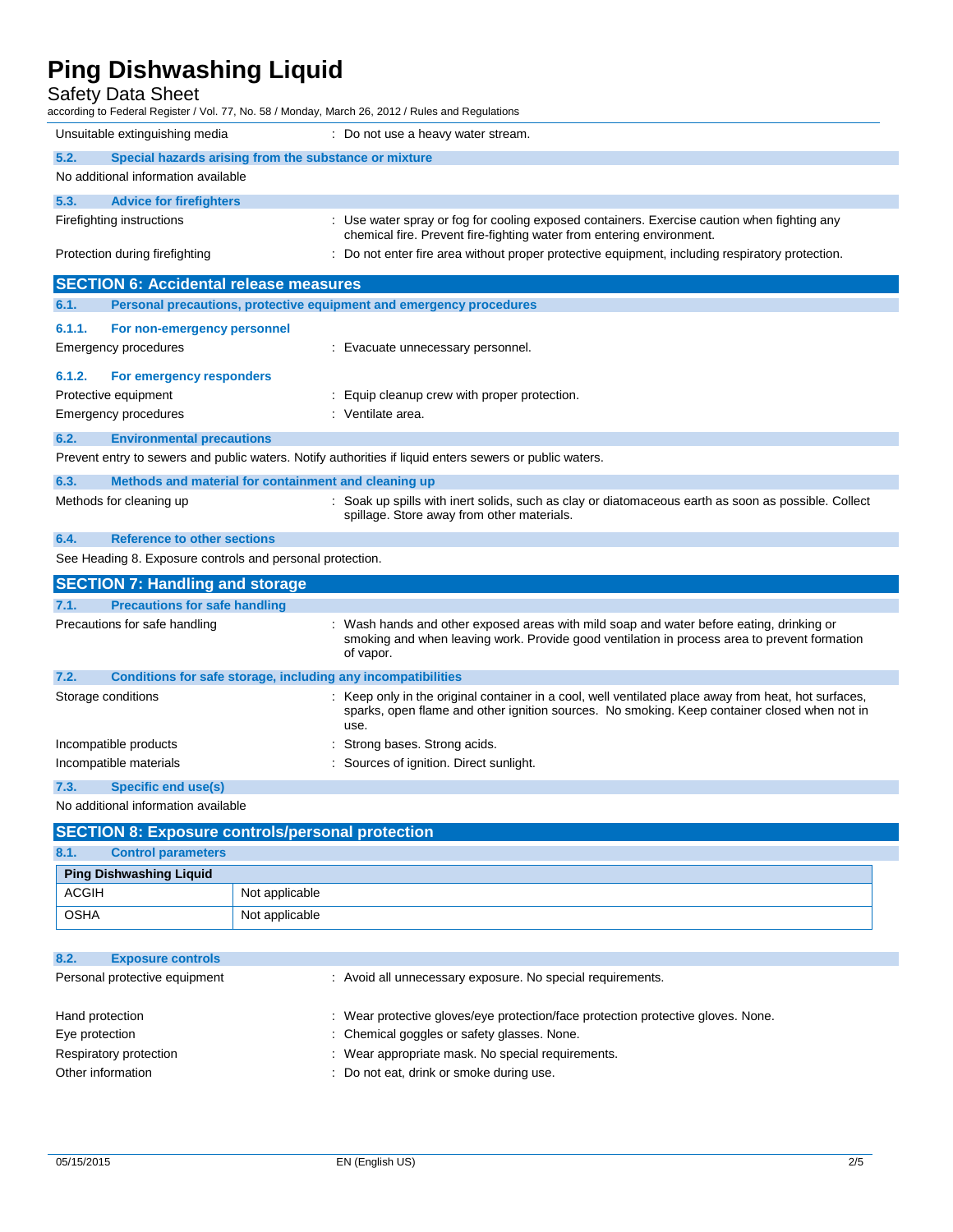Unsuitable extinguishing media : Do not use a heavy water stream.

### 5.2. Special hazards arising from the substance or mixture

No additional information available

### 5.3. Advice for firefighters

Firefighting instructions : Use water spray or fog for cooling exposed containers. Exercise caution when fighting any chemical fire. Prevent fire-fighting water from entering environment.

Protection during firefighting : Do not enter fire area without proper protective equipment, including respiratory protection.

## SECTION 6: Accidental release measures

### 6.1. Personal precautions, protective equipment and emergency procedures

#### 6.1.1. For non-emergency personnel

Emergency procedures : Evacuate unnecessary personnel.

#### 6.1.2. For emergency responders

Protective equipment : Equip cleanup crew with proper protection.

Emergency procedures : Ventilate area.

### 6.2. Environmental precautions

Prevent entry to sewers and public waters. Notify authorities if liquid enters sewers or public waters.

### 6.3. Methods and material for containment and cleaning up

Methods for cleaning up : Soak up spills with inert solids, such as clay or diatomaceous earth as soon as possible. Collect spillage. Store away from other materials.

### 6.4. Reference to other sections

See Heading 8. Exposure controls and personal protection.

## SECTION 7: Handling and storage

### 7.1. Precautions for safe handling

Precautions for safe handling : Wash hands and other exposed areas with mild soap and water before eating, drinking or smoking and when leaving work. Provide good ventilation in process area to prevent formation of vapor.

### 7.2. Conditions for safe storage, including any incompatibilities

Storage conditions : Keep only in the original container in a cool, well ventilated place away from heat, hot surfaces, sparks, open flame and other ignition sources. No smoking. Keep container closed when not in use.

Incompatible products : Strong bases. Strong acids.

Incompatible materials : Sources of ignition. Direct sunlight.

### 7.3. Specific end use(s)

No additional information available

## SECTION 8: Exposure controls/personal protection

### 8.1. Control parameters

| Ping Dishwashing Liquid | |
|---|---|
| ACGIH | Not applicable |
| OSHA | Not applicable |

### 8.2. Exposure controls

Personal protective equipment : Avoid all unnecessary exposure. No special requirements.

Hand protection : Wear protective gloves/eye protection/face protection protective gloves. None.

Eye protection : Chemical goggles or safety glasses. None.

Respiratory protection : Wear appropriate mask. No special requirements.

Other information : Do not eat, drink or smoke during use.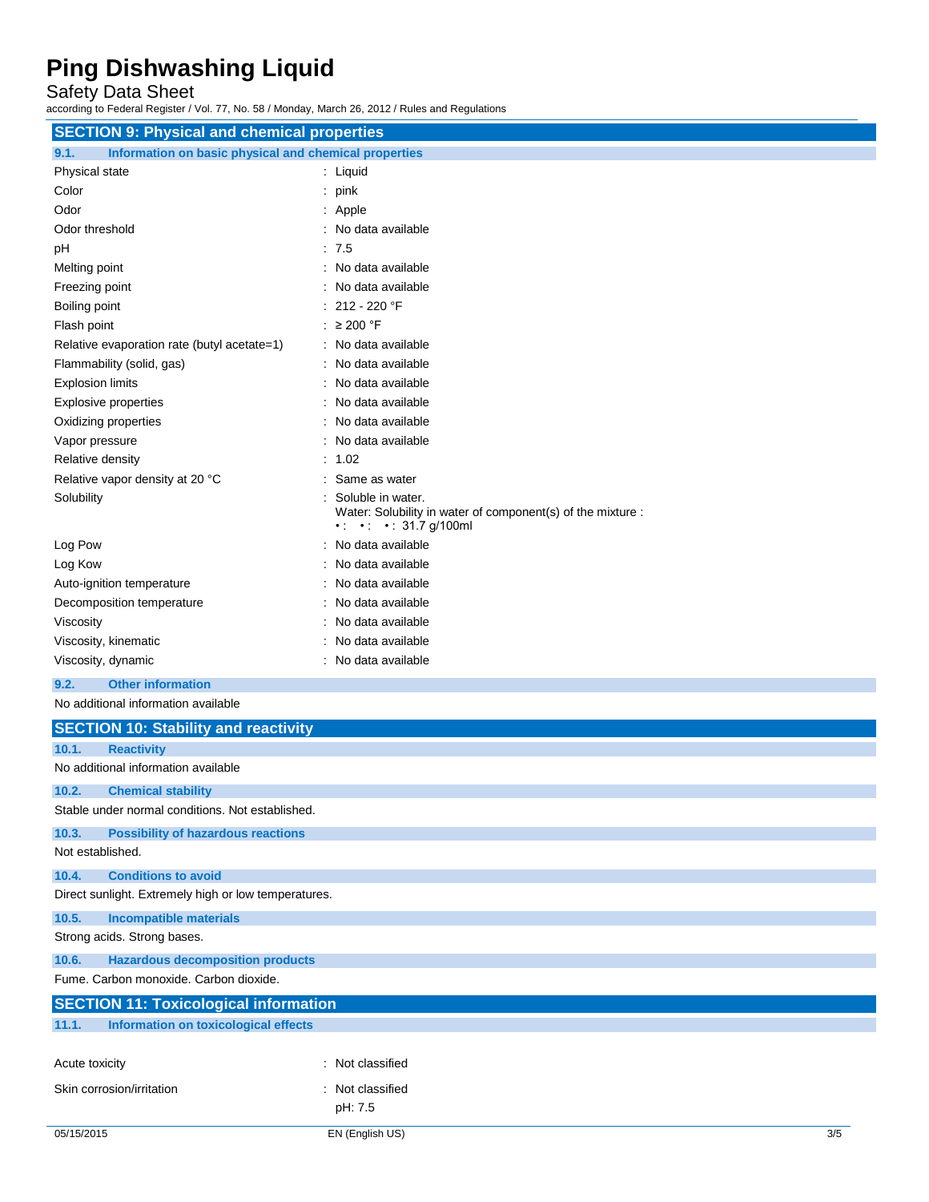## SECTION 9: Physical and chemical properties

### 9.1. Information on basic physical and chemical properties

| Property | Value |
|---|---|
| Physical state | : Liquid |
| Color | : pink |
| Odor | : Apple |
| Odor threshold | : No data available |
| pH | : 7.5 |
| Melting point | : No data available |
| Freezing point | : No data available |
| Boiling point | : 212 - 220 °F |
| Flash point | : ≥ 200 °F |
| Relative evaporation rate (butyl acetate=1) | : No data available |
| Flammability (solid, gas) | : No data available |
| Explosion limits | : No data available |
| Explosive properties | : No data available |
| Oxidizing properties | : No data available |
| Vapor pressure | : No data available |
| Relative density | : 1.02 |
| Relative vapor density at 20 °C | : Same as water |
| Solubility | : Soluble in water. Water: Solubility in water of component(s) of the mixture : •: •: •: 31.7 g/100ml |
| Log Pow | : No data available |
| Log Kow | : No data available |
| Auto-ignition temperature | : No data available |
| Decomposition temperature | : No data available |
| Viscosity | : No data available |
| Viscosity, kinematic | : No data available |
| Viscosity, dynamic | : No data available |

### 9.2. Other information

No additional information available

## SECTION 10: Stability and reactivity

### 10.1. Reactivity

No additional information available

### 10.2. Chemical stability

Stable under normal conditions. Not established.

### 10.3. Possibility of hazardous reactions

Not established.

### 10.4. Conditions to avoid

Direct sunlight. Extremely high or low temperatures.

### 10.5. Incompatible materials

Strong acids. Strong bases.

### 10.6. Hazardous decomposition products

Fume. Carbon monoxide. Carbon dioxide.

## SECTION 11: Toxicological information

### 11.1. Information on toxicological effects

| Property | Value |
|---|---|
| Acute toxicity | : Not classified |
| Skin corrosion/irritation | : Not classified<br>pH: 7.5 |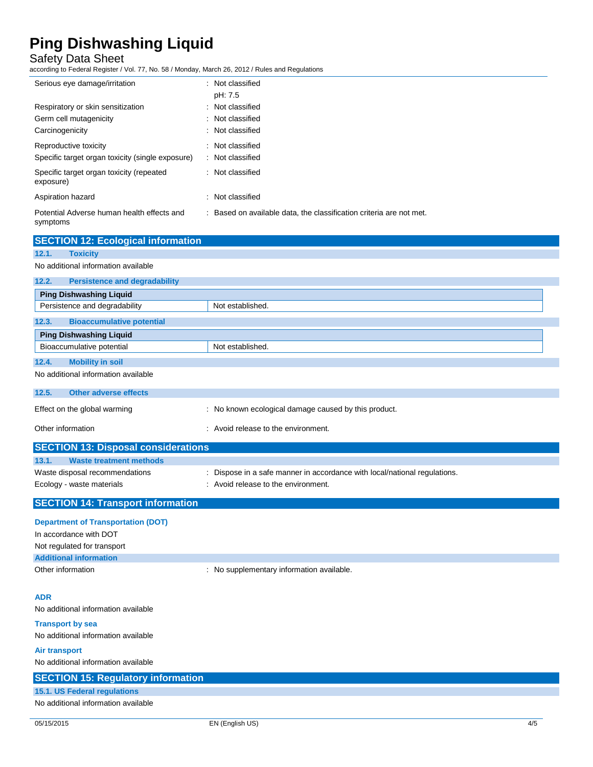| | |
|---|---|
| Serious eye damage/irritation | : Not classified<br>pH: 7.5 |
| Respiratory or skin sensitization | : Not classified |
| Germ cell mutagenicity | : Not classified |
| Carcinogenicity | : Not classified |
| Reproductive toxicity | : Not classified |
| Specific target organ toxicity (single exposure) | : Not classified |
| Specific target organ toxicity (repeated exposure) | : Not classified |
| Aspiration hazard | : Not classified |
| Potential Adverse human health effects and symptoms | : Based on available data, the classification criteria are not met. |

## SECTION 12: Ecological information

### 12.1. Toxicity

No additional information available

### 12.2. Persistence and degradability

| Ping Dishwashing Liquid | |
|---|---|
| Persistence and degradability | Not established. |

### 12.3. Bioaccumulative potential

| Ping Dishwashing Liquid | |
|---|---|
| Bioaccumulative potential | Not established. |

### 12.4. Mobility in soil

No additional information available

### 12.5. Other adverse effects

| | |
|---|---|
| Effect on the global warming | : No known ecological damage caused by this product. |
| Other information | : Avoid release to the environment. |

## SECTION 13: Disposal considerations

### 13.1. Waste treatment methods

| | |
|---|---|
| Waste disposal recommendations | : Dispose in a safe manner in accordance with local/national regulations. |
| Ecology - waste materials | : Avoid release to the environment. |

## SECTION 14: Transport information

**Department of Transportation (DOT)**

In accordance with DOT

Not regulated for transport

**Additional information**

| | |
|---|---|
| Other information | : No supplementary information available. |

**ADR**

No additional information available

**Transport by sea**

No additional information available

**Air transport**

No additional information available

## SECTION 15: Regulatory information

### 15.1. US Federal regulations

No additional information available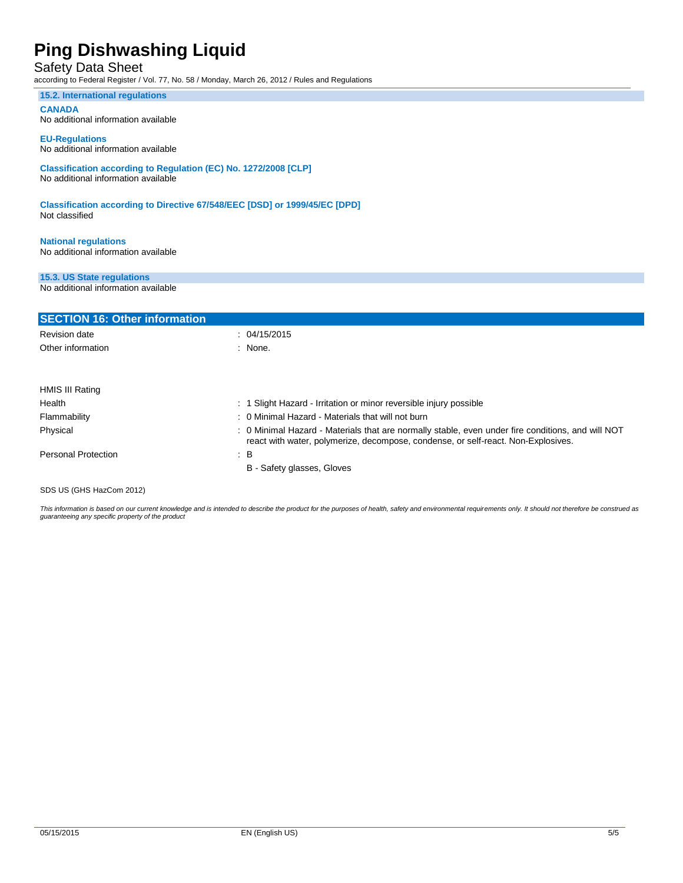### 15.2. International regulations

**CANADA**

No additional information available

**EU-Regulations**

No additional information available

**Classification according to Regulation (EC) No. 1272/2008 [CLP]**

No additional information available

**Classification according to Directive 67/548/EEC [DSD] or 1999/45/EC [DPD]**

Not classified

**National regulations**

No additional information available

### 15.3. US State regulations

No additional information available

## SECTION 16: Other information

| | |
|---|---|
| Revision date | : 04/15/2015 |
| Other information | : None. |

| | |
|---|---|
| HMIS III Rating | |
| Health | : 1 Slight Hazard - Irritation or minor reversible injury possible |
| Flammability | : 0 Minimal Hazard - Materials that will not burn |
| Physical | : 0 Minimal Hazard - Materials that are normally stable, even under fire conditions, and will NOT react with water, polymerize, decompose, condense, or self-react. Non-Explosives. |
| Personal Protection | : B |
| | B - Safety glasses, Gloves |

SDS US (GHS HazCom 2012)

*This information is based on our current knowledge and is intended to describe the product for the purposes of health, safety and environmental requirements only. It should not therefore be construed as guaranteeing any specific property of the product*